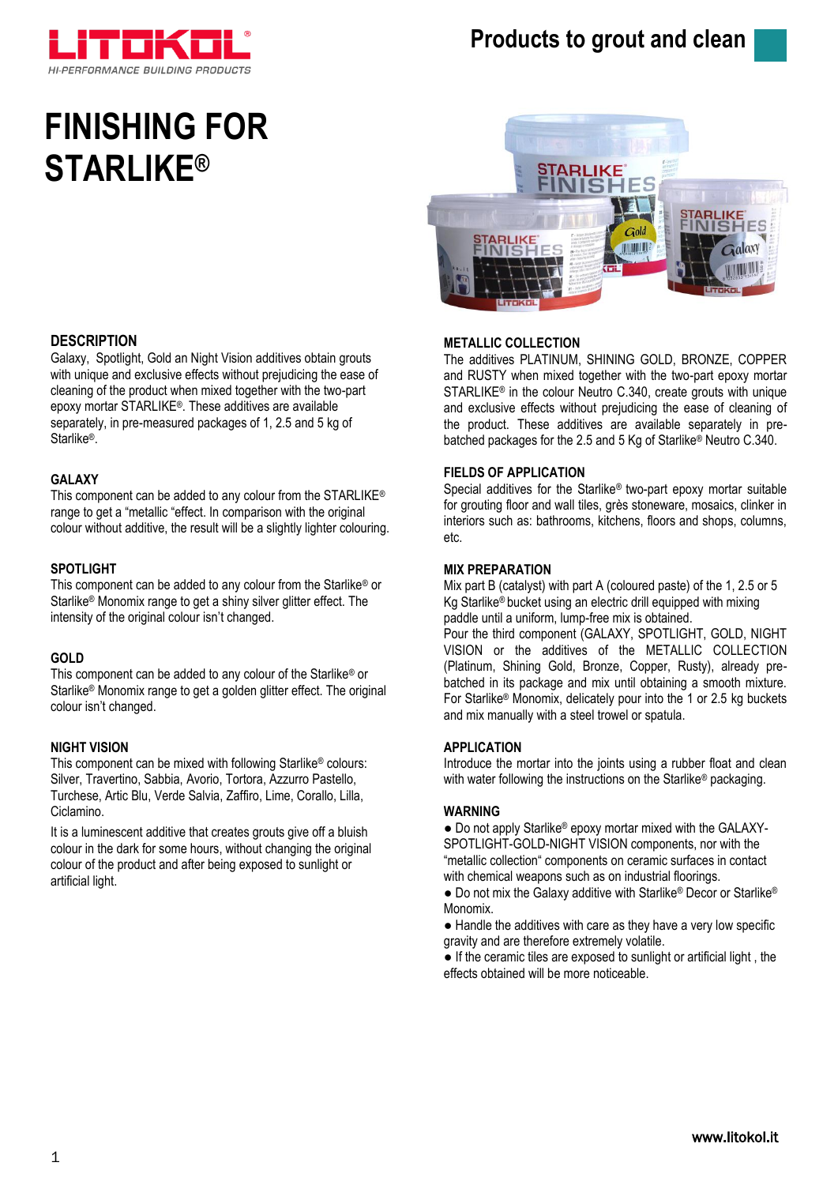# FINISHING FOR STARLIKE®

Products to grout and clean

### DESCRIPTION

Galaxy, Spotlight, Gold an Night Vision additives obtain grouts with unique and exclusive effects without prejudicing the ease of cleaning of the product when mixed together with the two-part epoxy mortar STARLIKE®. These additives are available separately, in pre-measured packages of 1, 2.5 and 5 kg of Starlike®.

### GALAXY

This component can be added to any colour from the STARLIKE® range to get a "metallic "effect. In comparison with the original colour without additive, the result will be a slightly lighter colouring.

### SPOTLIGHT

This component can be added to any colour from the Starlike® or Starlike® Monomix range to get a shiny silver glitter effect. The intensity of the original colour isn't changed.

### GOLD

This component can be added to any colour of the Starlike® or Starlike® Monomix range to get a golden glitter effect. The original colour isn't changed.

### NIGHT VISION

This component can be mixed with following Starlike® colours: Silver, Travertino, Sabbia, Avorio, Tortora, Azzurro Pastello, Turchese, Artic Blu, Verde Salvia, Zaffiro, Lime, Corallo, Lilla, Ciclamino.

It is a luminescent additive that creates grouts give off a bluish colour in the dark for some hours, without changing the original colour of the product and after being exposed to sunlight or artificial light.

### METALLIC COLLECTION

The additives PLATINUM, SHINING GOLD, BRONZE, COPPER and RUSTY when mixed together with the two-part epoxy mortar STARLIKE® in the colour Neutro C.340, create grouts with unique and exclusive effects without prejudicing the ease of cleaning of the product. These additives are available separately in pre-batched packages for the 2.5 and 5 Kg of Starlike® Neutro C.340.

### FIELDS OF APPLICATION

Special additives for the Starlike® two-part epoxy mortar suitable for grouting floor and wall tiles, grès stoneware, mosaics, clinker in interiors such as: bathrooms, kitchens, floors and shops, columns, etc.

### MIX PREPARATION

Mix part B (catalyst) with part A (coloured paste) of the 1, 2.5 or 5 Kg Starlike® bucket using an electric drill equipped with mixing paddle until a uniform, lump-free mix is obtained.
Pour the third component (GALAXY, SPOTLIGHT, GOLD, NIGHT VISION or the additives of the METALLIC COLLECTION (Platinum, Shining Gold, Bronze, Copper, Rusty), already pre-batched in its package and mix until obtaining a smooth mixture. For Starlike® Monomix, delicately pour into the 1 or 2.5 kg buckets and mix manually with a steel trowel or spatula.

### APPLICATION

Introduce the mortar into the joints using a rubber float and clean with water following the instructions on the Starlike® packaging.

### WARNING

- Do not apply Starlike® epoxy mortar mixed with the GALAXY-SPOTLIGHT-GOLD-NIGHT VISION components, nor with the "metallic collection" components on ceramic surfaces in contact with chemical weapons such as on industrial floorings.
- Do not mix the Galaxy additive with Starlike® Decor or Starlike® Monomix.
- Handle the additives with care as they have a very low specific gravity and are therefore extremely volatile.
- If the ceramic tiles are exposed to sunlight or artificial light , the effects obtained will be more noticeable.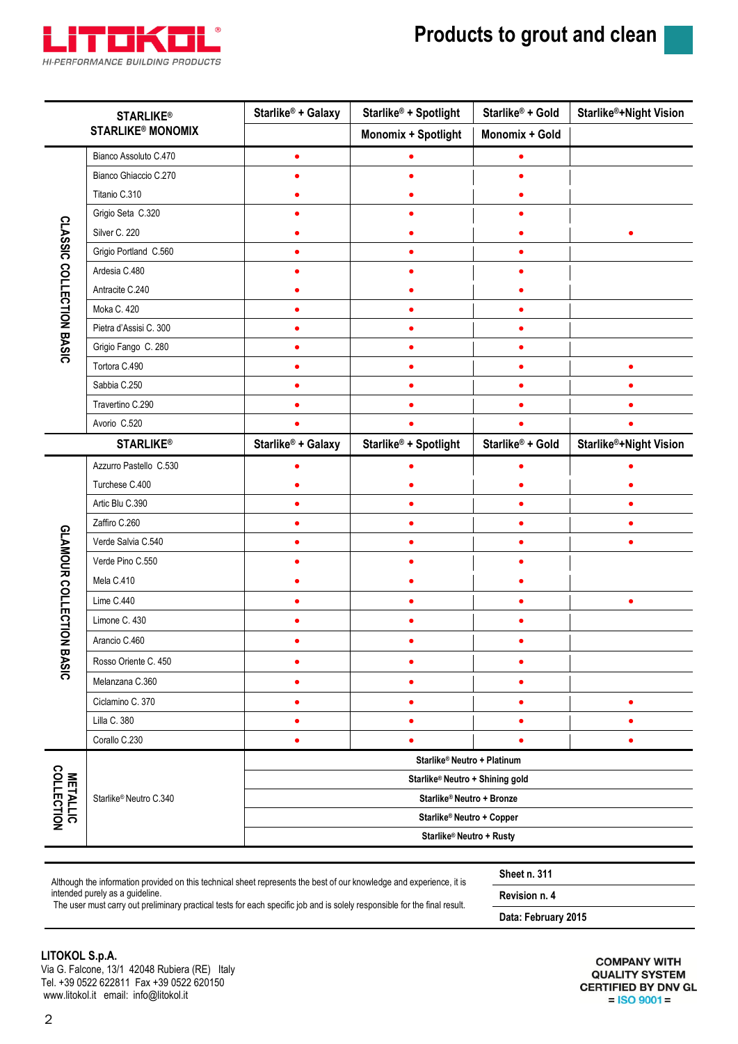# Products to grout and clean

| | STARLIKE® / STARLIKE® MONOMIX | Starlike® + Galaxy | Starlike® + Spotlight / Monomix + Spotlight | Starlike® + Gold / Monomix + Gold | Starlike®+Night Vision |
|---|---|---|---|---|---|
| CLASSIC COLLECTION BASIC | Bianco Assoluto C.470 | • | • | • | |
| | Bianco Ghiaccio C.270 | • | • | • | |
| | Titanio C.310 | • | • | • | |
| | Grigio Seta C.320 | • | • | • | |
| | Silver C. 220 | • | • | • | • |
| | Grigio Portland C.560 | • | • | • | |
| | Ardesia C.480 | • | • | • | |
| | Antracite C.240 | • | • | • | |
| | Moka C. 420 | • | • | • | |
| | Pietra d'Assisi C. 300 | • | • | • | |
| | Grigio Fango C. 280 | • | • | • | |
| | Tortora C.490 | • | • | • | • |
| | Sabbia C.250 | • | • | • | • |
| | Travertino C.290 | • | • | • | • |
| | Avorio C.520 | • | • | • | • |
| | **STARLIKE®** | **Starlike® + Galaxy** | **Starlike® + Spotlight** | **Starlike® + Gold** | **Starlike®+Night Vision** |
| GLAMOUR COLLECTION BASIC | Azzurro Pastello C.530 | • | • | • | • |
| | Turchese C.400 | • | • | • | • |
| | Artic Blu C.390 | • | • | • | • |
| | Zaffiro C.260 | • | • | • | • |
| | Verde Salvia C.540 | • | • | • | • |
| | Verde Pino C.550 | • | • | • | |
| | Mela C.410 | • | • | • | |
| | Lime C.440 | • | • | • | • |
| | Limone C. 430 | • | • | • | |
| | Arancio C.460 | • | • | • | |
| | Rosso Oriente C. 450 | • | • | • | |
| | Melanzana C.360 | • | • | • | |
| | Ciclamino C. 370 | • | • | • | • |
| | Lilla C. 380 | • | • | • | • |
| | Corallo C.230 | • | • | • | • |
| METALLIC COLLECTION | Starlike® Neutro C.340 | Starlike® Neutro + Platinum | | | |
| | | Starlike® Neutro + Shining gold | | | |
| | | Starlike® Neutro + Bronze | | | |
| | | Starlike® Neutro + Copper | | | |
| | | Starlike® Neutro + Rusty | | | |

Although the information provided on this technical sheet represents the best of our knowledge and experience, it is intended purely as a guideline.
The user must carry out preliminary practical tests for each specific job and is solely responsible for the final result.

**Sheet n. 311**
**Revision n. 4**
**Data: February 2015**

**LITOKOL S.p.A.**
Via G. Falcone, 13/1 42048 Rubiera (RE) Italy
Tel. +39 0522 622811 Fax +39 0522 620150
www.litokol.it email: info@litokol.it

**COMPANY WITH QUALITY SYSTEM CERTIFIED BY DNV GL = ISO 9001 =**